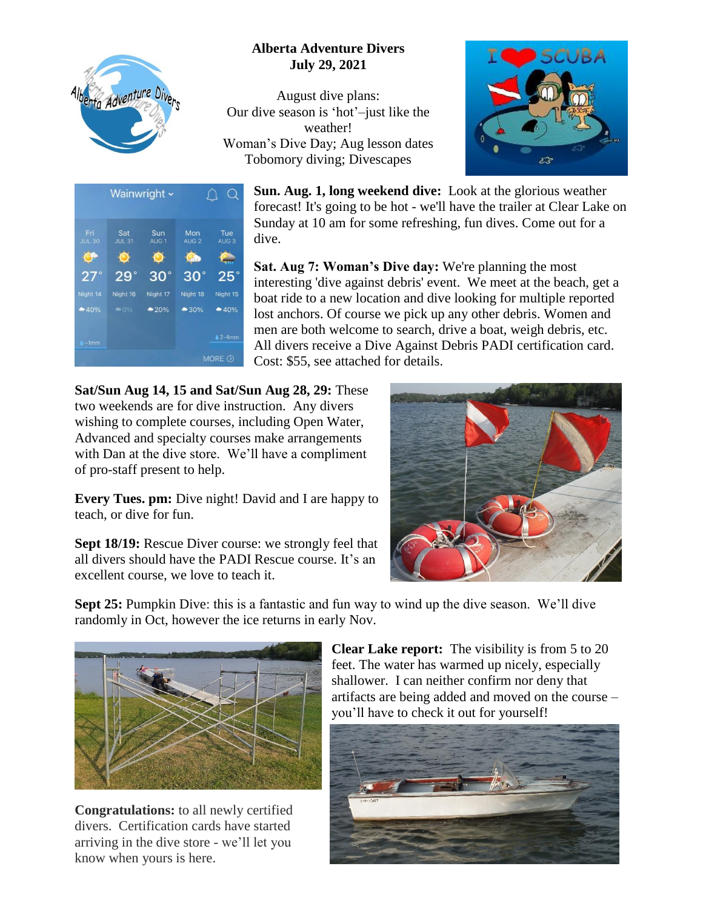# Alberta Adventure Divers
**July 29, 2021**

August dive plans:
Our dive season is 'hot'–just like the weather!
Woman's Dive Day; Aug lesson dates
Tobomory diving; Divescapes

**Sun. Aug. 1, long weekend dive:** Look at the glorious weather forecast! It's going to be hot - we'll have the trailer at Clear Lake on Sunday at 10 am for some refreshing, fun dives. Come out for a dive.

**Sat. Aug 7: Woman's Dive day:** We're planning the most interesting 'dive against debris' event. We meet at the beach, get a boat ride to a new location and dive looking for multiple reported lost anchors. Of course we pick up any other debris. Women and men are both welcome to search, drive a boat, weigh debris, etc. All divers receive a Dive Against Debris PADI certification card. Cost: $55, see attached for details.

**Sat/Sun Aug 14, 15 and Sat/Sun Aug 28, 29:** These two weekends are for dive instruction. Any divers wishing to complete courses, including Open Water, Advanced and specialty courses make arrangements with Dan at the dive store. We'll have a compliment of pro-staff present to help.

**Every Tues. pm:** Dive night! David and I are happy to teach, or dive for fun.

**Sept 18/19:** Rescue Diver course: we strongly feel that all divers should have the PADI Rescue course. It's an excellent course, we love to teach it.

**Sept 25:** Pumpkin Dive: this is a fantastic and fun way to wind up the dive season. We'll dive randomly in Oct, however the ice returns in early Nov.

**Clear Lake report:** The visibility is from 5 to 20 feet. The water has warmed up nicely, especially shallower. I can neither confirm nor deny that artifacts are being added and moved on the course – you'll have to check it out for yourself!

**Congratulations:** to all newly certified divers. Certification cards have started arriving in the dive store - we'll let you know when yours is here.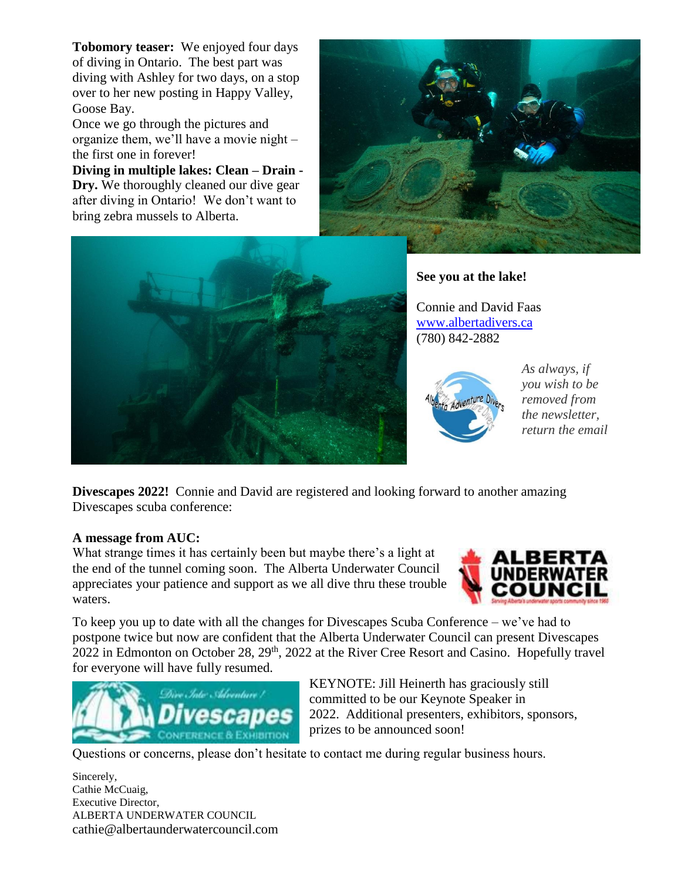**Tobomory teaser:** We enjoyed four days of diving in Ontario. The best part was diving with Ashley for two days, on a stop over to her new posting in Happy Valley, Goose Bay.

Once we go through the pictures and organize them, we'll have a movie night – the first one in forever!

**Diving in multiple lakes: Clean – Drain - Dry.** We thoroughly cleaned our dive gear after diving in Ontario! We don't want to bring zebra mussels to Alberta.

**See you at the lake!**

Connie and David Faas
www.albertadivers.ca
(780) 842-2882

*As always, if you wish to be removed from the newsletter, return the email*

**Divescapes 2022!** Connie and David are registered and looking forward to another amazing Divescapes scuba conference:

**A message from AUC:**

What strange times it has certainly been but maybe there's a light at the end of the tunnel coming soon. The Alberta Underwater Council appreciates your patience and support as we all dive thru these trouble waters.

To keep you up to date with all the changes for Divescapes Scuba Conference – we've had to postpone twice but now are confident that the Alberta Underwater Council can present Divescapes 2022 in Edmonton on October 28, 29th, 2022 at the River Cree Resort and Casino. Hopefully travel for everyone will have fully resumed.

KEYNOTE: Jill Heinerth has graciously still committed to be our Keynote Speaker in 2022. Additional presenters, exhibitors, sponsors, prizes to be announced soon!

Questions or concerns, please don't hesitate to contact me during regular business hours.

Sincerely,
Cathie McCuaig,
Executive Director,
ALBERTA UNDERWATER COUNCIL
cathie@albertaunderwatercouncil.com